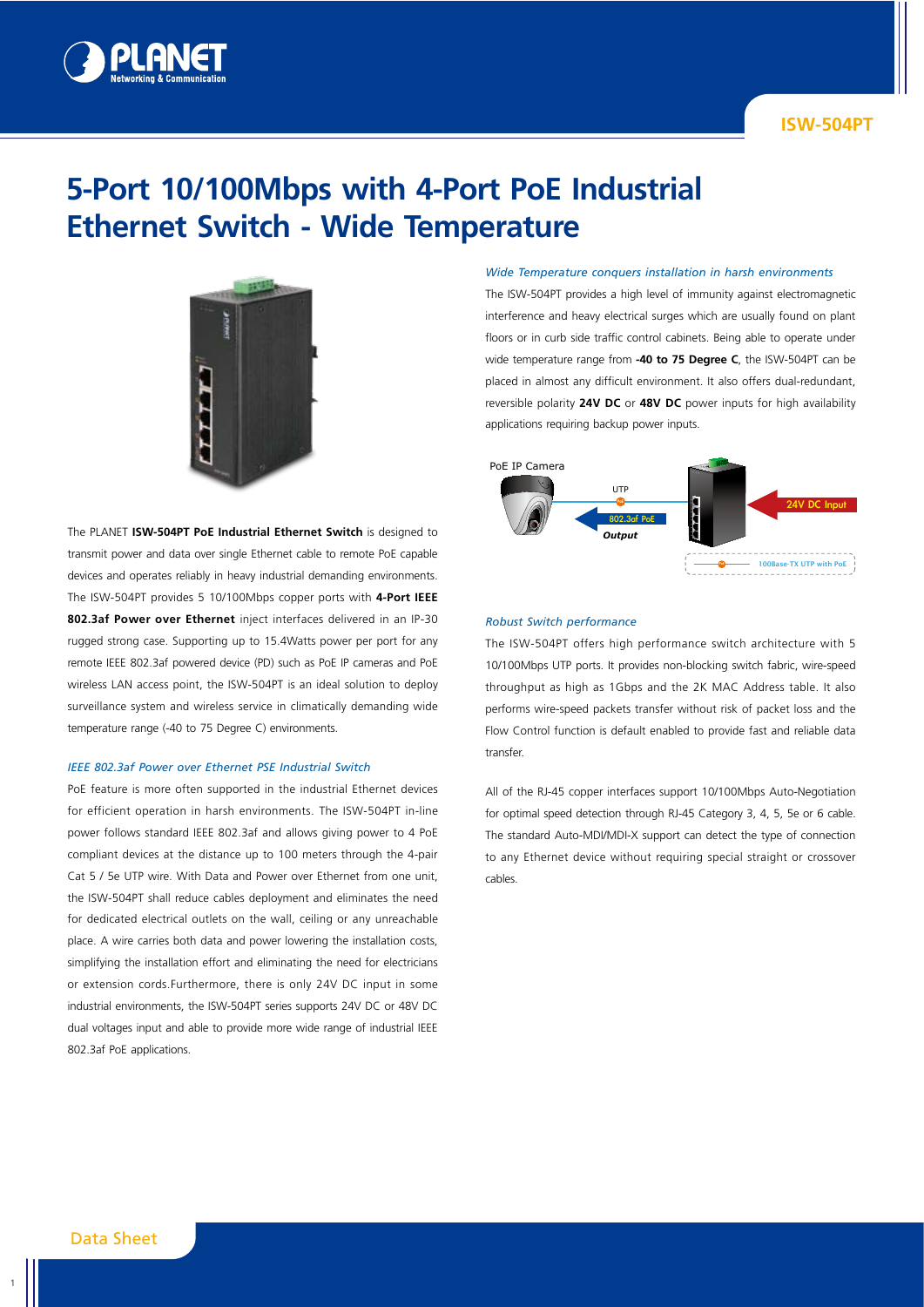# 5-Port 10/100Mbps with 4-Port PoE Industrial Ethernet Switch - Wide Temperature

The PLANET **ISW-504PT PoE Industrial Ethernet Switch** is designed to transmit power and data over single Ethernet cable to remote PoE capable devices and operates reliably in heavy industrial demanding environments. The ISW-504PT provides 5 10/100Mbps copper ports with **4-Port IEEE 802.3af Power over Ethernet** inject interfaces delivered in an IP-30 rugged strong case. Supporting up to 15.4Watts power per port for any remote IEEE 802.3af powered device (PD) such as PoE IP cameras and PoE wireless LAN access point, the ISW-504PT is an ideal solution to deploy surveillance system and wireless service in climatically demanding wide temperature range (-40 to 75 Degree C) environments.

### *IEEE 802.3af Power over Ethernet PSE Industrial Switch*

PoE feature is more often supported in the industrial Ethernet devices for efficient operation in harsh environments. The ISW-504PT in-line power follows standard IEEE 802.3af and allows giving power to 4 PoE compliant devices at the distance up to 100 meters through the 4-pair Cat 5 / 5e UTP wire. With Data and Power over Ethernet from one unit, the ISW-504PT shall reduce cables deployment and eliminates the need for dedicated electrical outlets on the wall, ceiling or any unreachable place. A wire carries both data and power lowering the installation costs, simplifying the installation effort and eliminating the need for electricians or extension cords.Furthermore, there is only 24V DC input in some industrial environments, the ISW-504PT series supports 24V DC or 48V DC dual voltages input and able to provide more wide range of industrial IEEE 802.3af PoE applications.

### *Wide Temperature conquers installation in harsh environments*

The ISW-504PT provides a high level of immunity against electromagnetic interference and heavy electrical surges which are usually found on plant floors or in curb side traffic control cabinets. Being able to operate under wide temperature range from **-40 to 75 Degree C**, the ISW-504PT can be placed in almost any difficult environment. It also offers dual-redundant, reversible polarity **24V DC** or **48V DC** power inputs for high availability applications requiring backup power inputs.

PoE IP Camera — UTP — 802.3af PoE Output — 24V DC Input — 100Base-TX UTP with PoE

### *Robust Switch performance*

The ISW-504PT offers high performance switch architecture with 5 10/100Mbps UTP ports. It provides non-blocking switch fabric, wire-speed throughput as high as 1Gbps and the 2K MAC Address table. It also performs wire-speed packets transfer without risk of packet loss and the Flow Control function is default enabled to provide fast and reliable data transfer.

All of the RJ-45 copper interfaces support 10/100Mbps Auto-Negotiation for optimal speed detection through RJ-45 Category 3, 4, 5, 5e or 6 cable. The standard Auto-MDI/MDI-X support can detect the type of connection to any Ethernet device without requiring special straight or crossover cables.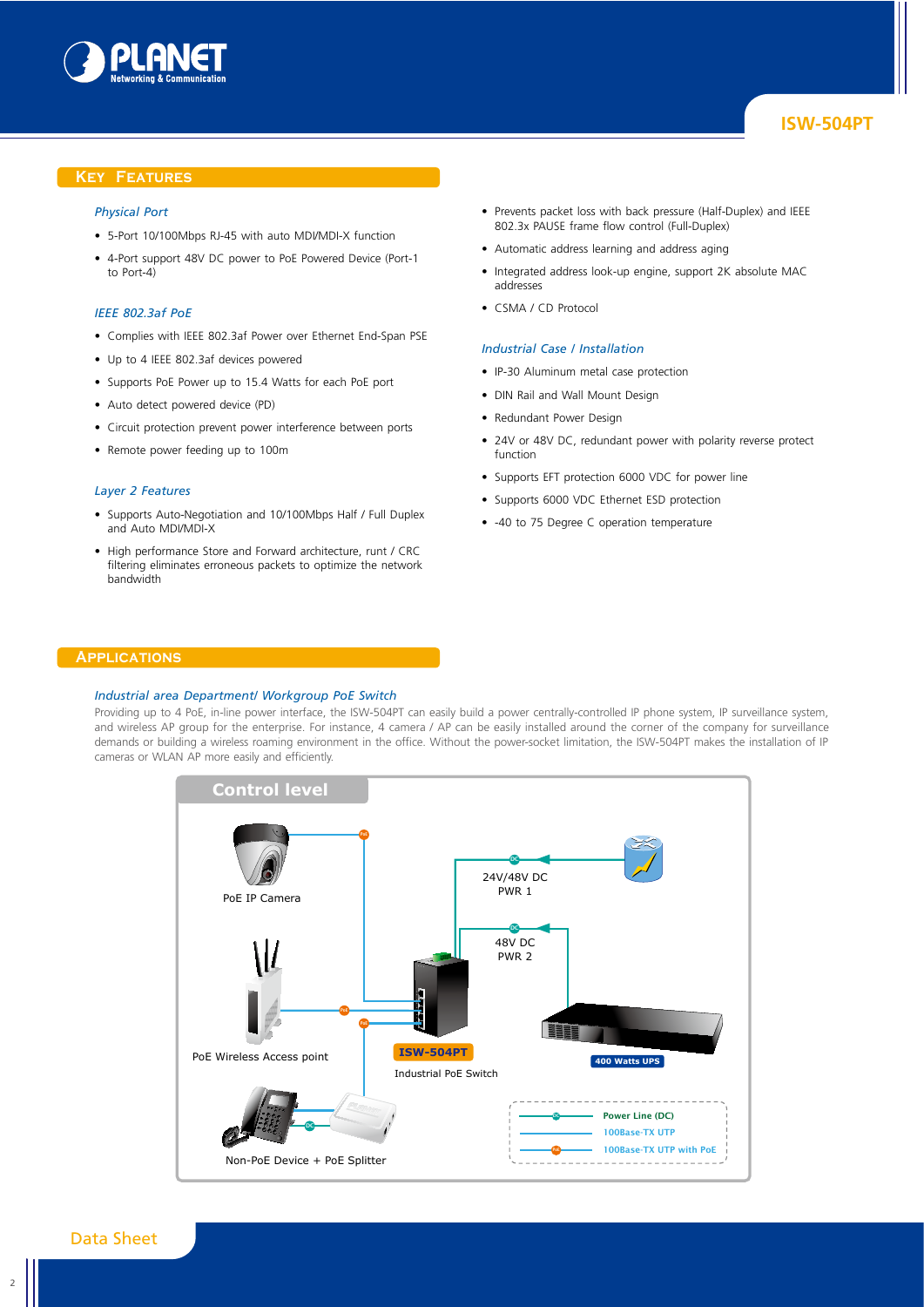## Key Features

### *Physical Port*

- 5-Port 10/100Mbps RJ-45 with auto MDI/MDI-X function
- 4-Port support 48V DC power to PoE Powered Device (Port-1 to Port-4)

### *IEEE 802.3af PoE*

- Complies with IEEE 802.3af Power over Ethernet End-Span PSE
- Up to 4 IEEE 802.3af devices powered
- Supports PoE Power up to 15.4 Watts for each PoE port
- Auto detect powered device (PD)
- Circuit protection prevent power interference between ports
- Remote power feeding up to 100m

### *Layer 2 Features*

- Supports Auto-Negotiation and 10/100Mbps Half / Full Duplex and Auto MDI/MDI-X
- High performance Store and Forward architecture, runt / CRC filtering eliminates erroneous packets to optimize the network bandwidth
- Prevents packet loss with back pressure (Half-Duplex) and IEEE 802.3x PAUSE frame flow control (Full-Duplex)
- Automatic address learning and address aging
- Integrated address look-up engine, support 2K absolute MAC addresses
- CSMA / CD Protocol

### *Industrial Case / Installation*

- IP-30 Aluminum metal case protection
- DIN Rail and Wall Mount Design
- Redundant Power Design
- 24V or 48V DC, redundant power with polarity reverse protect function
- Supports EFT protection 6000 VDC for power line
- Supports 6000 VDC Ethernet ESD protection
- -40 to 75 Degree C operation temperature

## Applications

### *Industrial area Department/ Workgroup PoE Switch*

Providing up to 4 PoE, in-line power interface, the ISW-504PT can easily build a power centrally-controlled IP phone system, IP surveillance system, and wireless AP group for the enterprise. For instance, 4 camera / AP can be easily installed around the corner of the company for surveillance demands or building a wireless roaming environment in the office. Without the power-socket limitation, the ISW-504PT makes the installation of IP cameras or WLAN AP more easily and efficiently.

Control level

PoE IP Camera

24V/48V DC PWR 1

48V DC PWR 2

PoE Wireless Access point

ISW-504PT

Industrial PoE Switch

400 Watts UPS

Non-PoE Device + PoE Splitter

Power Line (DC)

100Base-TX UTP

100Base-TX UTP with PoE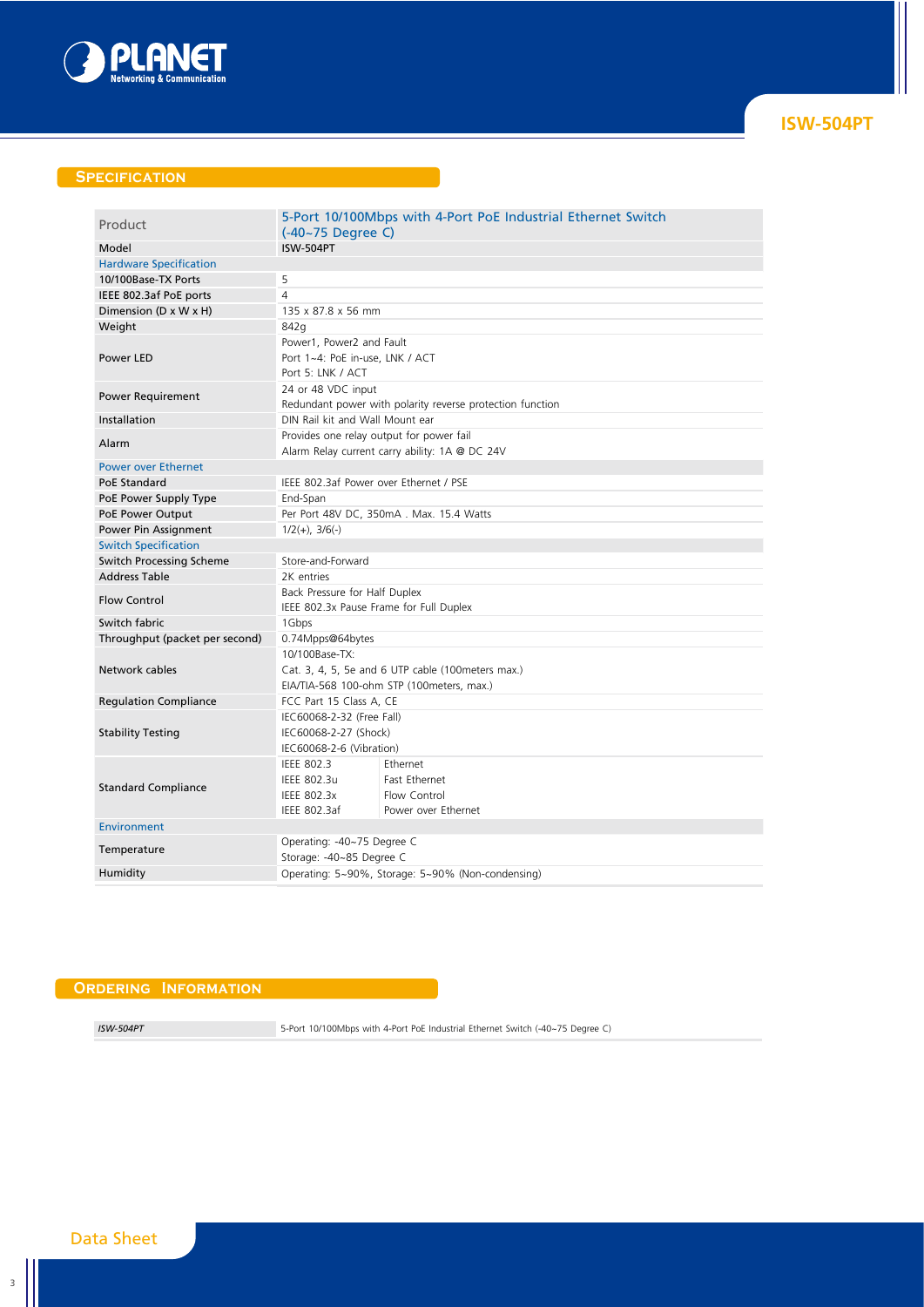## Specification

| Product | 5-Port 10/100Mbps with 4-Port PoE Industrial Ethernet Switch (-40~75 Degree C) | |
|---|---|---|
| Model | ISW-504PT | |
| **Hardware Specification** | | |
| 10/100Base-TX Ports | 5 | |
| IEEE 802.3af PoE ports | 4 | |
| Dimension (D x W x H) | 135 x 87.8 x 56 mm | |
| Weight | 842g | |
| Power LED | Power1, Power2 and Fault<br>Port 1~4: PoE in-use, LNK / ACT<br>Port 5: LNK / ACT | |
| Power Requirement | 24 or 48 VDC input<br>Redundant power with polarity reverse protection function | |
| Installation | DIN Rail kit and Wall Mount ear | |
| Alarm | Provides one relay output for power fail<br>Alarm Relay current carry ability: 1A @ DC 24V | |
| **Power over Ethernet** | | |
| PoE Standard | IEEE 802.3af Power over Ethernet / PSE | |
| PoE Power Supply Type | End-Span | |
| PoE Power Output | Per Port 48V DC, 350mA . Max. 15.4 Watts | |
| Power Pin Assignment | 1/2(+), 3/6(-) | |
| **Switch Specification** | | |
| Switch Processing Scheme | Store-and-Forward | |
| Address Table | 2K entries | |
| Flow Control | Back Pressure for Half Duplex<br>IEEE 802.3x Pause Frame for Full Duplex | |
| Switch fabric | 1Gbps | |
| Throughput (packet per second) | 0.74Mpps@64bytes | |
| Network cables | 10/100Base-TX:<br>Cat. 3, 4, 5, 5e and 6 UTP cable (100meters max.)<br>EIA/TIA-568 100-ohm STP (100meters, max.) | |
| Regulation Compliance | FCC Part 15 Class A, CE | |
| Stability Testing | IEC60068-2-32 (Free Fall)<br>IEC60068-2-27 (Shock)<br>IEC60068-2-6 (Vibration) | |
| Standard Compliance | IEEE 802.3 | Ethernet |
| | IEEE 802.3u | Fast Ethernet |
| | IEEE 802.3x | Flow Control |
| | IEEE 802.3af | Power over Ethernet |
| **Environment** | | |
| Temperature | Operating: -40~75 Degree C<br>Storage: -40~85 Degree C | |
| Humidity | Operating: 5~90%, Storage: 5~90% (Non-condensing) | |

## Ordering Information

| | |
|---|---|
| *ISW-504PT* | 5-Port 10/100Mbps with 4-Port PoE Industrial Ethernet Switch (-40~75 Degree C) |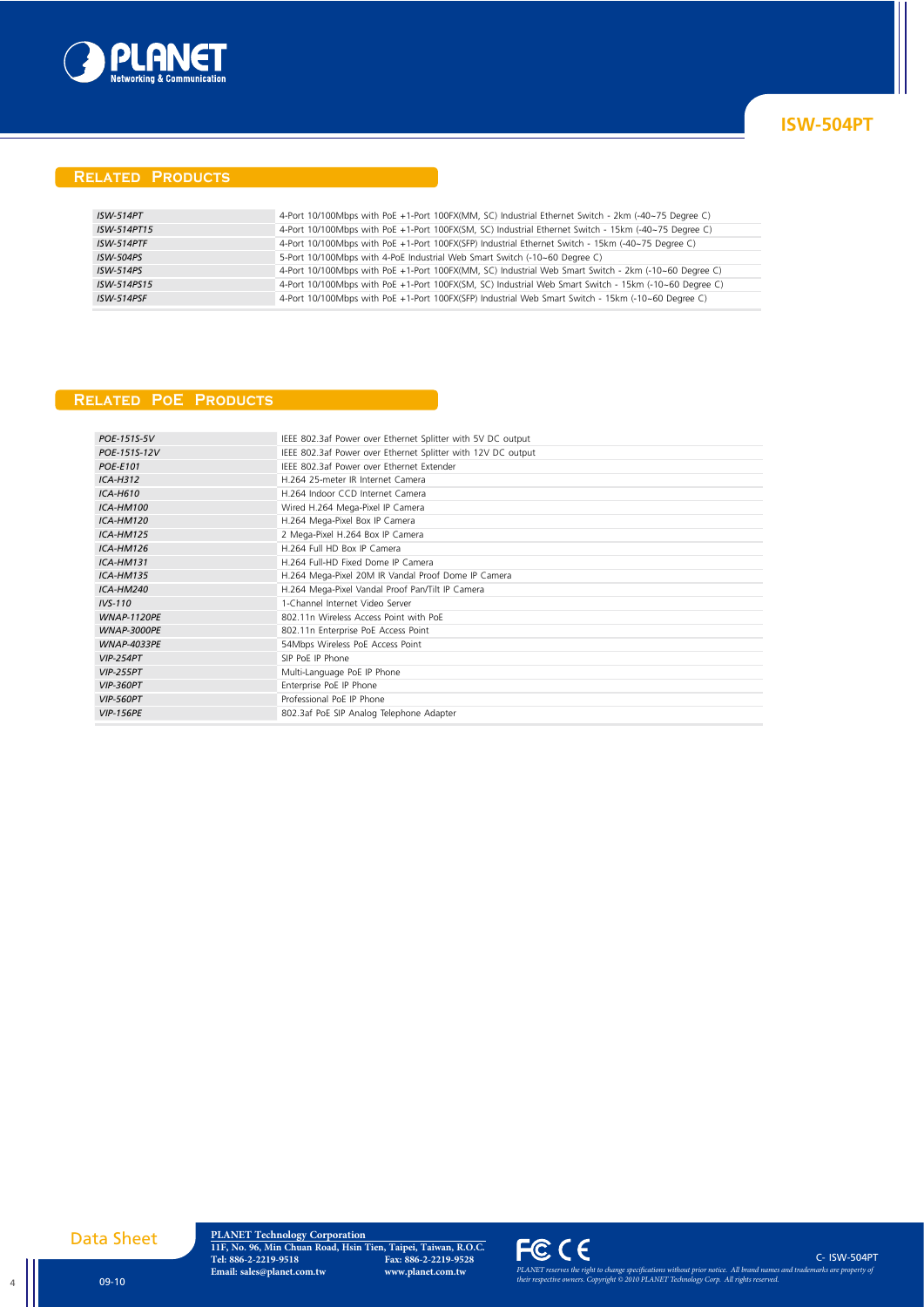## Related Products

| | |
|---|---|
| *ISW-514PT* | 4-Port 10/100Mbps with PoE +1-Port 100FX(MM, SC) Industrial Ethernet Switch - 2km (-40~75 Degree C) |
| *ISW-514PT15* | 4-Port 10/100Mbps with PoE +1-Port 100FX(SM, SC) Industrial Ethernet Switch - 15km (-40~75 Degree C) |
| *ISW-514PTF* | 4-Port 10/100Mbps with PoE +1-Port 100FX(SFP) Industrial Ethernet Switch - 15km (-40~75 Degree C) |
| *ISW-504PS* | 5-Port 10/100Mbps with 4-PoE Industrial Web Smart Switch (-10~60 Degree C) |
| *ISW-514PS* | 4-Port 10/100Mbps with PoE +1-Port 100FX(MM, SC) Industrial Web Smart Switch - 2km (-10~60 Degree C) |
| *ISW-514PS15* | 4-Port 10/100Mbps with PoE +1-Port 100FX(SM, SC) Industrial Web Smart Switch - 15km (-10~60 Degree C) |
| *ISW-514PSF* | 4-Port 10/100Mbps with PoE +1-Port 100FX(SFP) Industrial Web Smart Switch - 15km (-10~60 Degree C) |

## Related PoE Products

| | |
|---|---|
| *POE-151S-5V* | IEEE 802.3af Power over Ethernet Splitter with 5V DC output |
| *POE-151S-12V* | IEEE 802.3af Power over Ethernet Splitter with 12V DC output |
| *POE-E101* | IEEE 802.3af Power over Ethernet Extender |
| *ICA-H312* | H.264 25-meter IR Internet Camera |
| *ICA-H610* | H.264 Indoor CCD Internet Camera |
| *ICA-HM100* | Wired H.264 Mega-Pixel IP Camera |
| *ICA-HM120* | H.264 Mega-Pixel Box IP Camera |
| *ICA-HM125* | 2 Mega-Pixel H.264 Box IP Camera |
| *ICA-HM126* | H.264 Full HD Box IP Camera |
| *ICA-HM131* | H.264 Full-HD Fixed Dome IP Camera |
| *ICA-HM135* | H.264 Mega-Pixel 20M IR Vandal Proof Dome IP Camera |
| *ICA-HM240* | H.264 Mega-Pixel Vandal Proof Pan/Tilt IP Camera |
| *IVS-110* | 1-Channel Internet Video Server |
| *WNAP-1120PE* | 802.11n Wireless Access Point with PoE |
| *WNAP-3000PE* | 802.11n Enterprise PoE Access Point |
| *WNAP-4033PE* | 54Mbps Wireless PoE Access Point |
| *VIP-254PT* | SIP PoE IP Phone |
| *VIP-255PT* | Multi-Language PoE IP Phone |
| *VIP-360PT* | Enterprise PoE IP Phone |
| *VIP-560PT* | Professional PoE IP Phone |
| *VIP-156PE* | 802.3af PoE SIP Analog Telephone Adapter |

**PLANET Technology Corporation**
**11F, No. 96, Min Chuan Road, Hsin Tien, Taipei, Taiwan, R.O.C.**
**Tel: 886-2-2219-9518** **Fax: 886-2-2219-9528**
**Email: sales@planet.com.tw** **www.planet.com.tw**

*PLANET reserves the right to change specifications without prior notice. All brand names and trademarks are property of their respective owners. Copyright © 2010 PLANET Technology Corp. All rights reserved.*